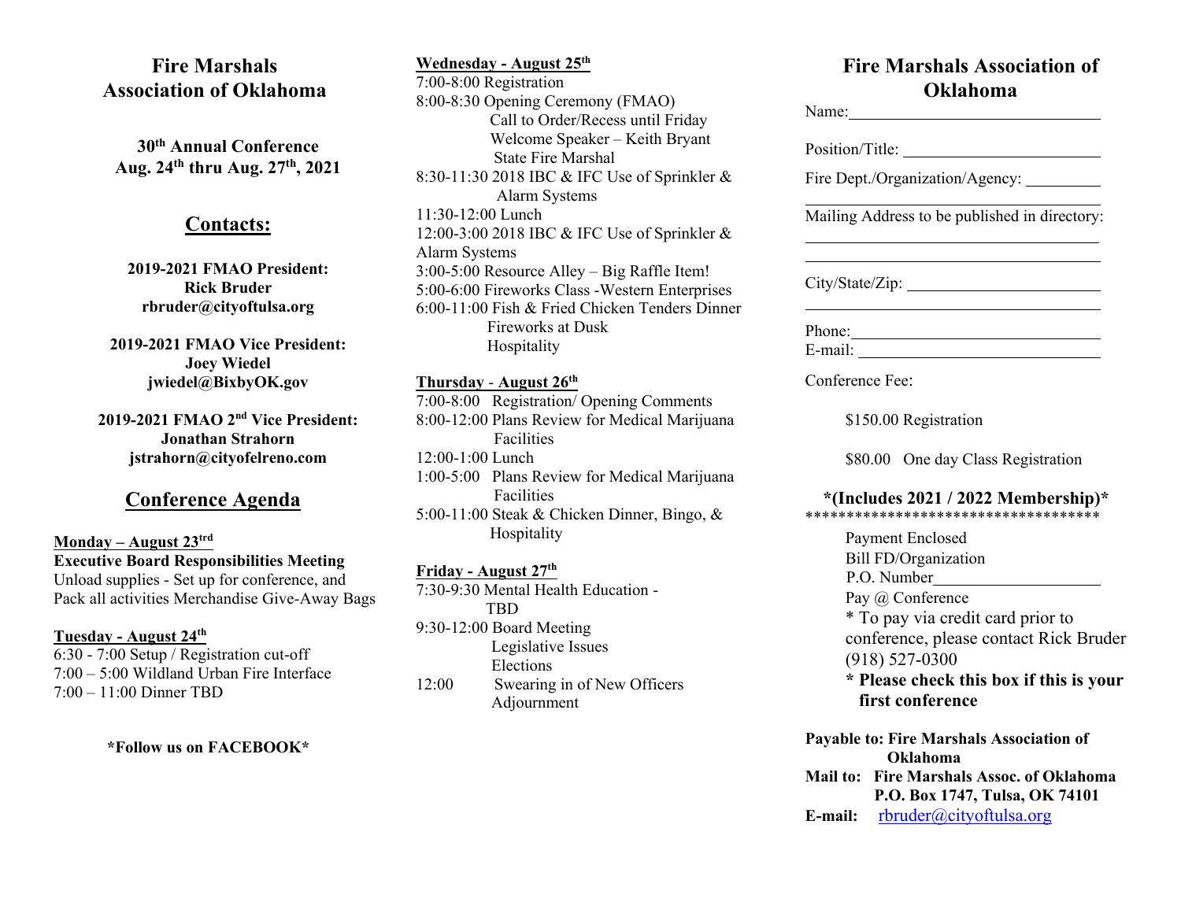# Fire Marshals Association of Oklahoma

**30th Annual Conference**
**Aug. 24th thru Aug. 27th, 2021**

## Contacts:

**2019-2021 FMAO President:**
**Rick Bruder**
**rbruder@cityoftulsa.org**

**2019-2021 FMAO Vice President:**
**Joey Wiedel**
**jwiedel@BixbyOK.gov**

**2019-2021 FMAO 2nd Vice President:**
**Jonathan Strahorn**
**jstrahorn@cityofelreno.com**

## Conference Agenda

**Monday – August 23trd**
**Executive Board Responsibilities Meeting**
Unload supplies - Set up for conference, and Pack all activities Merchandise Give-Away Bags

**Tuesday - August 24th**
6:30 - 7:00 Setup / Registration cut-off
7:00 – 5:00 Wildland Urban Fire Interface
7:00 – 11:00 Dinner TBD

**\*Follow us on FACEBOOK\***

**Wednesday - August 25th**
7:00-8:00 Registration
8:00-8:30 Opening Ceremony (FMAO)
Call to Order/Recess until Friday
Welcome Speaker – Keith Bryant
State Fire Marshal
8:30-11:30 2018 IBC & IFC Use of Sprinkler & Alarm Systems
11:30-12:00 Lunch
12:00-3:00 2018 IBC & IFC Use of Sprinkler & Alarm Systems
3:00-5:00 Resource Alley – Big Raffle Item!
5:00-6:00 Fireworks Class -Western Enterprises
6:00-11:00 Fish & Fried Chicken Tenders Dinner
Fireworks at Dusk
Hospitality

**Thursday - August 26th**
7:00-8:00 Registration/ Opening Comments
8:00-12:00 Plans Review for Medical Marijuana Facilities
12:00-1:00 Lunch
1:00-5:00 Plans Review for Medical Marijuana Facilities
5:00-11:00 Steak & Chicken Dinner, Bingo, & Hospitality

**Friday - August 27th**
7:30-9:30 Mental Health Education - TBD
9:30-12:00 Board Meeting
Legislative Issues
Elections
12:00 Swearing in of New Officers
Adjournment

# Fire Marshals Association of Oklahoma

Name:\_\_\_\_\_\_\_\_\_\_\_\_\_\_\_\_\_\_\_\_\_\_\_\_\_\_

Position/Title: \_\_\_\_\_\_\_\_\_\_\_\_\_\_\_\_\_\_\_\_\_\_

Fire Dept./Organization/Agency: \_\_\_\_\_\_\_\_\_

\_\_\_\_\_\_\_\_\_\_\_\_\_\_\_\_\_\_\_\_\_\_\_\_\_\_\_\_\_\_\_\_\_\_\_\_

Mailing Address to be published in directory:

\_\_\_\_\_\_\_\_\_\_\_\_\_\_\_\_\_\_\_\_\_\_\_\_\_\_\_\_\_\_\_\_\_\_\_\_

\_\_\_\_\_\_\_\_\_\_\_\_\_\_\_\_\_\_\_\_\_\_\_\_\_\_\_\_\_\_\_\_\_\_\_\_

City/State/Zip: \_\_\_\_\_\_\_\_\_\_\_\_\_\_\_\_\_\_\_\_\_\_

\_\_\_\_\_\_\_\_\_\_\_\_\_\_\_\_\_\_\_\_\_\_\_\_\_\_\_\_\_\_\_\_\_\_\_\_

Phone:\_\_\_\_\_\_\_\_\_\_\_\_\_\_\_\_\_\_\_\_\_\_\_\_\_\_

E-mail: \_\_\_\_\_\_\_\_\_\_\_\_\_\_\_\_\_\_\_\_\_\_\_\_\_\_

Conference Fee:

$150.00 Registration

$80.00 One day Class Registration

**\*(Includes 2021 / 2022 Membership)\***

\*\*\*\*\*\*\*\*\*\*\*\*\*\*\*\*\*\*\*\*\*\*\*\*\*\*\*\*\*\*\*\*\*\*\*\*

Payment Enclosed
Bill FD/Organization
P.O. Number\_\_\_\_\_\_\_\_\_\_\_\_\_\_\_\_\_\_\_\_
Pay @ Conference
\* To pay via credit card prior to conference, please contact Rick Bruder (918) 527-0300
**\* Please check this box if this is your first conference**

**Payable to: Fire Marshals Association of Oklahoma**
**Mail to: Fire Marshals Assoc. of Oklahoma P.O. Box 1747, Tulsa, OK 74101**
**E-mail:** rbruder@cityoftulsa.org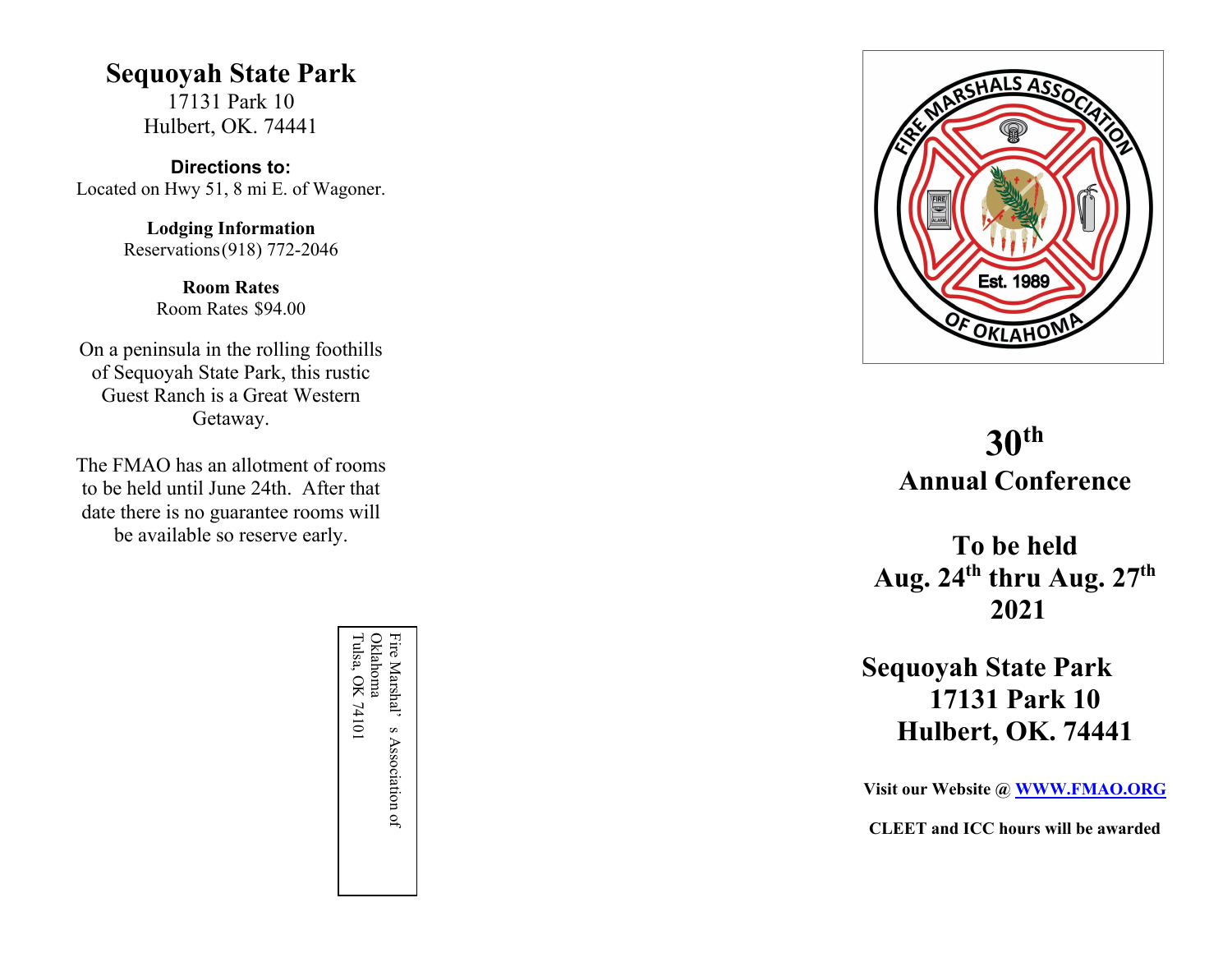# Sequoyah State Park

17131 Park 10
Hulbert, OK. 74441

**Directions to:**
Located on Hwy 51, 8 mi E. of Wagoner.

**Lodging Information**
Reservations(918) 772-2046

**Room Rates**
Room Rates $94.00

On a peninsula in the rolling foothills of Sequoyah State Park, this rustic Guest Ranch is a Great Western Getaway.

The FMAO has an allotment of rooms to be held until June 24th. After that date there is no guarantee rooms will be available so reserve early.

Fire Marshal's Association of Oklahoma
Tulsa, OK 74101

FIRE MARSHALS ASSOCIATION OF OKLAHOMA
Est. 1989

# 30th Annual Conference

## To be held Aug. 24th thru Aug. 27th 2021

## Sequoyah State Park
## 17131 Park 10
## Hulbert, OK. 74441

**Visit our Website @ WWW.FMAO.ORG**

**CLEET and ICC hours will be awarded**